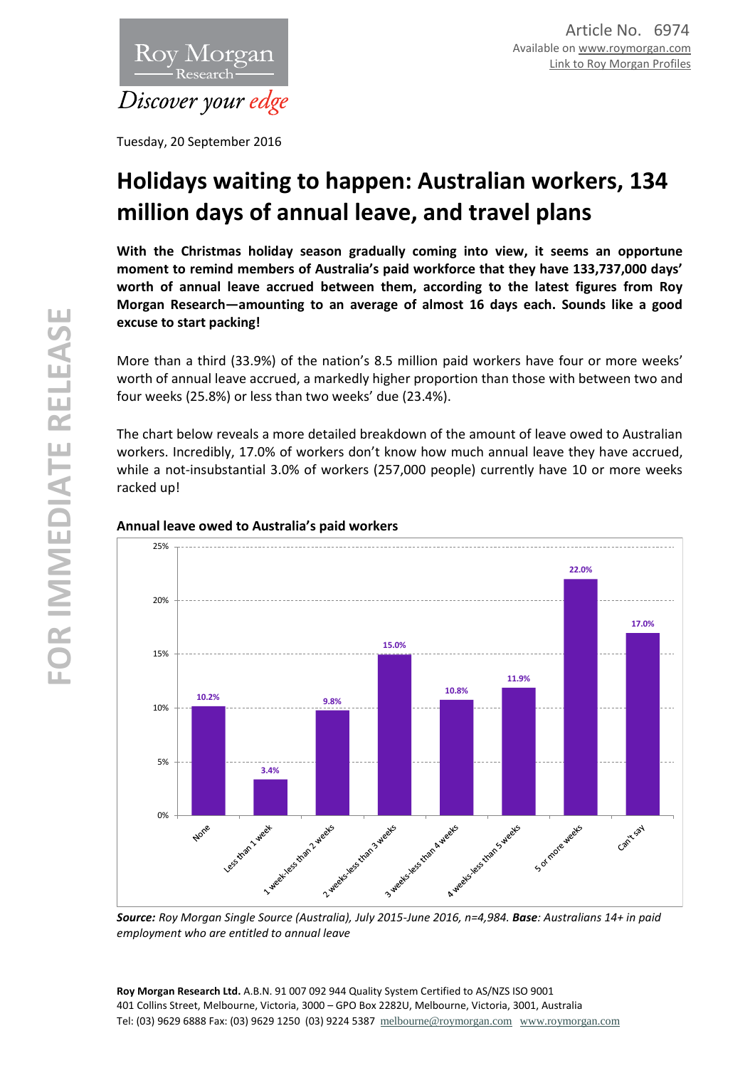Roy Morgan Research

*Discover your edge*

Article No. 6974
Available on www.roymorgan.com
Link to Roy Morgan Profiles

Tuesday, 20 September 2016

# Holidays waiting to happen: Australian workers, 134 million days of annual leave, and travel plans

**With the Christmas holiday season gradually coming into view, it seems an opportune moment to remind members of Australia's paid workforce that they have 133,737,000 days' worth of annual leave accrued between them, according to the latest figures from Roy Morgan Research—amounting to an average of almost 16 days each. Sounds like a good excuse to start packing!**

More than a third (33.9%) of the nation's 8.5 million paid workers have four or more weeks' worth of annual leave accrued, a markedly higher proportion than those with between two and four weeks (25.8%) or less than two weeks' due (23.4%).

The chart below reveals a more detailed breakdown of the amount of leave owed to Australian workers. Incredibly, 17.0% of workers don't know how much annual leave they have accrued, while a not-insubstantial 3.0% of workers (257,000 people) currently have 10 or more weeks racked up!

**Annual leave owed to Australia's paid workers**

| Annual leave owed | % |
|---|---|
| None | 10.2% |
| Less than 1 week | 3.4% |
| 1 week-less than 2 weeks | 9.8% |
| 2 weeks-less than 3 weeks | 15.0% |
| 3 weeks-less than 4 weeks | 10.8% |
| 4 weeks-less than 5 weeks | 11.9% |
| 5 or more weeks | 22.0% |
| Can't say | 17.0% |

***Source:** Roy Morgan Single Source (Australia), July 2015-June 2016, n=4,984. **Base**: Australians 14+ in paid employment who are entitled to annual leave*

FOR IMMEDIATE RELEASE

**Roy Morgan Research Ltd.** A.B.N. 91 007 092 944 Quality System Certified to AS/NZS ISO 9001
401 Collins Street, Melbourne, Victoria, 3000 – GPO Box 2282U, Melbourne, Victoria, 3001, Australia
Tel: (03) 9629 6888 Fax: (03) 9629 1250 (03) 9224 5387 melbourne@roymorgan.com www.roymorgan.com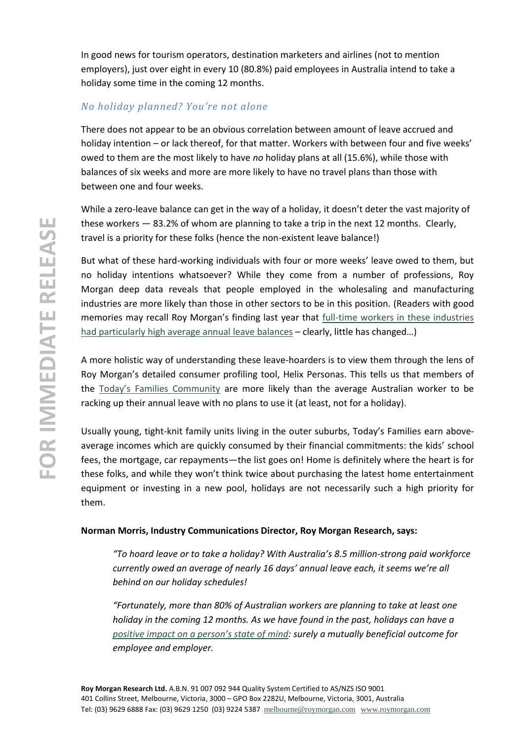In good news for tourism operators, destination marketers and airlines (not to mention employers), just over eight in every 10 (80.8%) paid employees in Australia intend to take a holiday some time in the coming 12 months.

### *No holiday planned? You're not alone*

There does not appear to be an obvious correlation between amount of leave accrued and holiday intention – or lack thereof, for that matter. Workers with between four and five weeks' owed to them are the most likely to have *no* holiday plans at all (15.6%), while those with balances of six weeks and more are more likely to have no travel plans than those with between one and four weeks.

While a zero-leave balance can get in the way of a holiday, it doesn't deter the vast majority of these workers — 83.2% of whom are planning to take a trip in the next 12 months. Clearly, travel is a priority for these folks (hence the non-existent leave balance!)

But what of these hard-working individuals with four or more weeks' leave owed to them, but no holiday intentions whatsoever? While they come from a number of professions, Roy Morgan deep data reveals that people employed in the wholesaling and manufacturing industries are more likely than those in other sectors to be in this position. (Readers with good memories may recall Roy Morgan's finding last year that full-time workers in these industries had particularly high average annual leave balances – clearly, little has changed…)

A more holistic way of understanding these leave-hoarders is to view them through the lens of Roy Morgan's detailed consumer profiling tool, Helix Personas. This tells us that members of the Today's Families Community are more likely than the average Australian worker to be racking up their annual leave with no plans to use it (at least, not for a holiday).

Usually young, tight-knit family units living in the outer suburbs, Today's Families earn above-average incomes which are quickly consumed by their financial commitments: the kids' school fees, the mortgage, car repayments—the list goes on! Home is definitely where the heart is for these folks, and while they won't think twice about purchasing the latest home entertainment equipment or investing in a new pool, holidays are not necessarily such a high priority for them.

**Norman Morris, Industry Communications Director, Roy Morgan Research, says:**

> *"To hoard leave or to take a holiday? With Australia's 8.5 million-strong paid workforce currently owed an average of nearly 16 days' annual leave each, it seems we're all behind on our holiday schedules!*
>
> *"Fortunately, more than 80% of Australian workers are planning to take at least one holiday in the coming 12 months. As we have found in the past, holidays can have a positive impact on a person's state of mind: surely a mutually beneficial outcome for employee and employer.*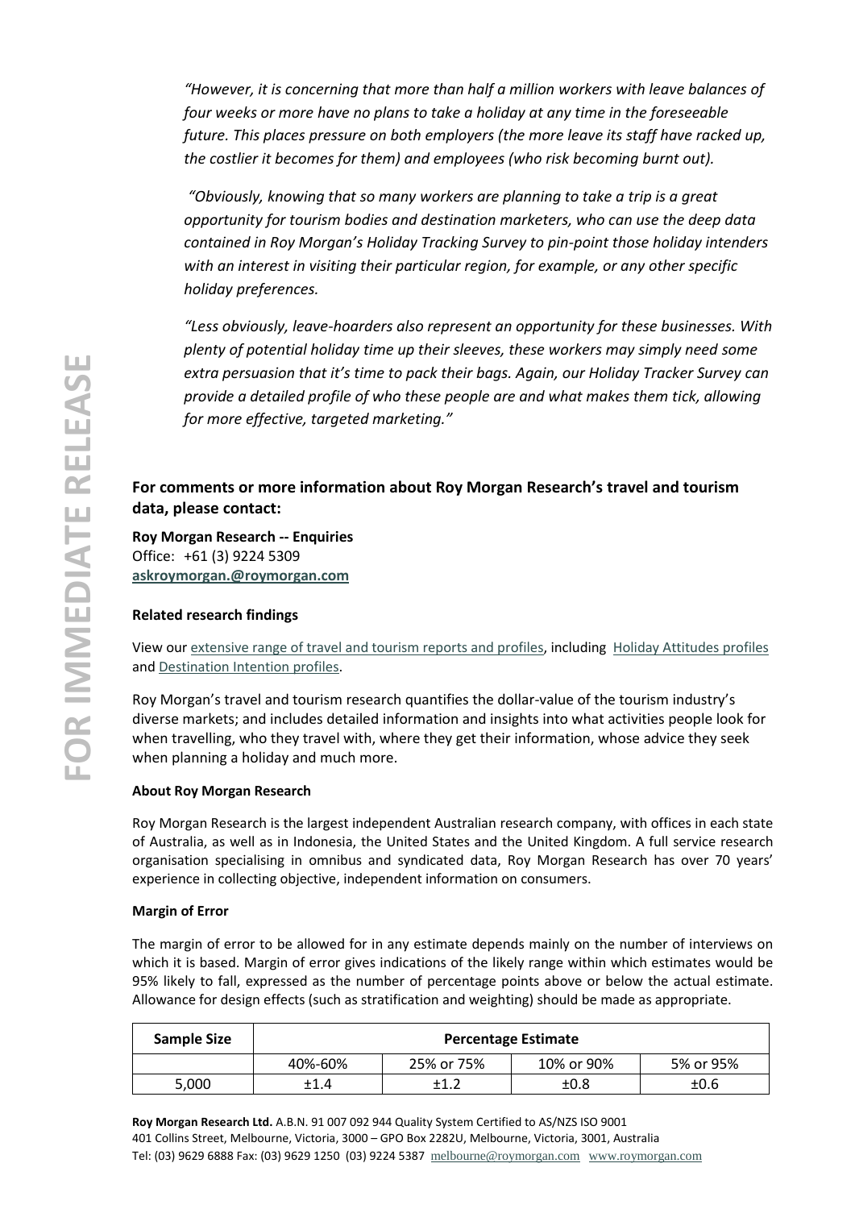*"However, it is concerning that more than half a million workers with leave balances of four weeks or more have no plans to take a holiday at any time in the foreseeable future. This places pressure on both employers (the more leave its staff have racked up, the costlier it becomes for them) and employees (who risk becoming burnt out).*

*"Obviously, knowing that so many workers are planning to take a trip is a great opportunity for tourism bodies and destination marketers, who can use the deep data contained in Roy Morgan's Holiday Tracking Survey to pin-point those holiday intenders with an interest in visiting their particular region, for example, or any other specific holiday preferences.*

*"Less obviously, leave-hoarders also represent an opportunity for these businesses. With plenty of potential holiday time up their sleeves, these workers may simply need some extra persuasion that it's time to pack their bags. Again, our Holiday Tracker Survey can provide a detailed profile of who these people are and what makes them tick, allowing for more effective, targeted marketing."*

### For comments or more information about Roy Morgan Research's travel and tourism data, please contact:

**Roy Morgan Research -- Enquiries**
Office: +61 (3) 9224 5309
**askroymorgan.@roymorgan.com**

#### Related research findings

View our extensive range of travel and tourism reports and profiles, including Holiday Attitudes profiles and Destination Intention profiles.

Roy Morgan's travel and tourism research quantifies the dollar-value of the tourism industry's diverse markets; and includes detailed information and insights into what activities people look for when travelling, who they travel with, where they get their information, whose advice they seek when planning a holiday and much more.

#### About Roy Morgan Research

Roy Morgan Research is the largest independent Australian research company, with offices in each state of Australia, as well as in Indonesia, the United States and the United Kingdom. A full service research organisation specialising in omnibus and syndicated data, Roy Morgan Research has over 70 years' experience in collecting objective, independent information on consumers.

#### Margin of Error

The margin of error to be allowed for in any estimate depends mainly on the number of interviews on which it is based. Margin of error gives indications of the likely range within which estimates would be 95% likely to fall, expressed as the number of percentage points above or below the actual estimate. Allowance for design effects (such as stratification and weighting) should be made as appropriate.

| Sample Size | Percentage Estimate | | | |
|---|---|---|---|---|
| | 40%-60% | 25% or 75% | 10% or 90% | 5% or 95% |
| 5,000 | ±1.4 | ±1.2 | ±0.8 | ±0.6 |

**Roy Morgan Research Ltd.** A.B.N. 91 007 092 944 Quality System Certified to AS/NZS ISO 9001
401 Collins Street, Melbourne, Victoria, 3000 – GPO Box 2282U, Melbourne, Victoria, 3001, Australia
Tel: (03) 9629 6888 Fax: (03) 9629 1250 (03) 9224 5387 melbourne@roymorgan.com www.roymorgan.com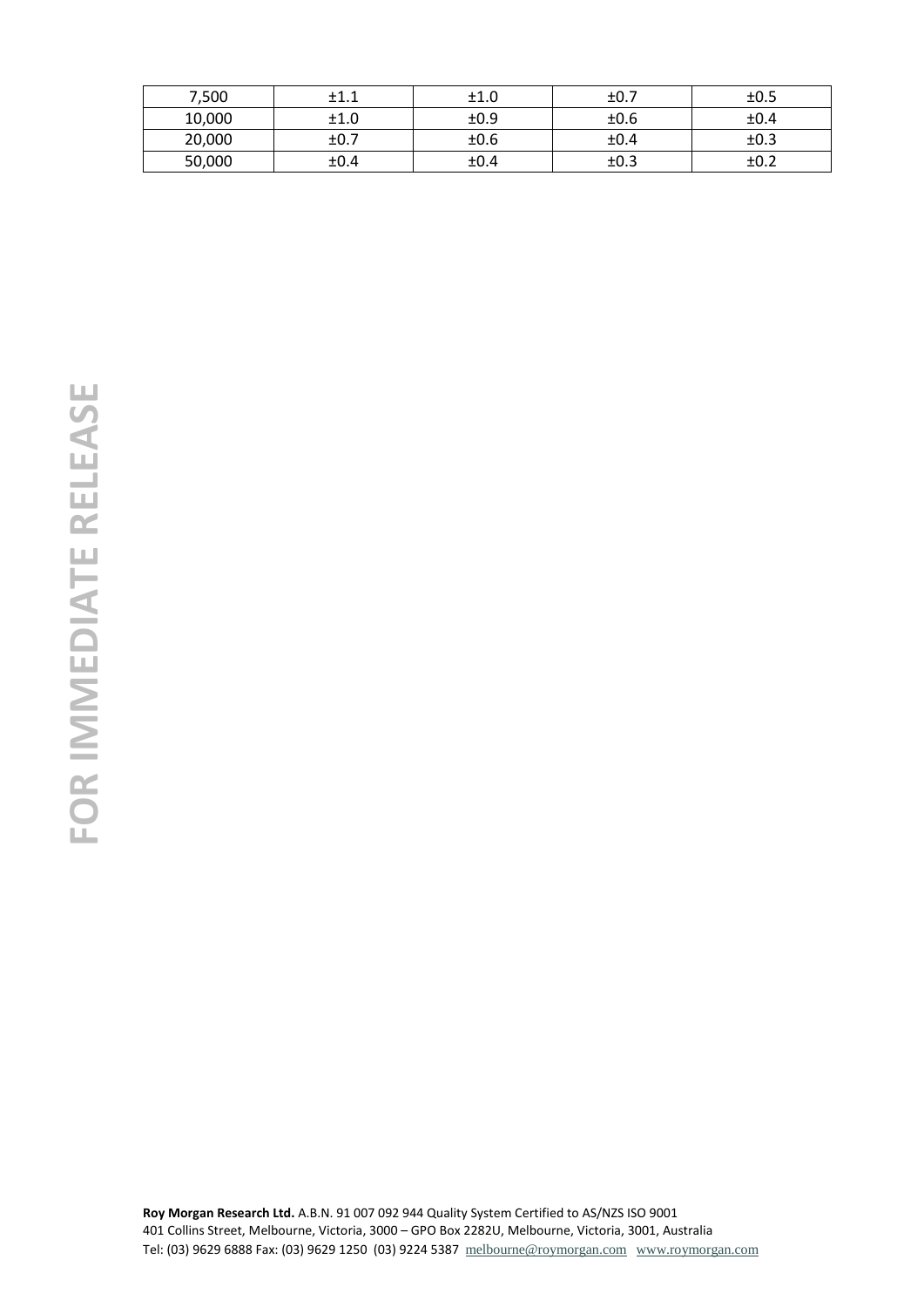| | | | | |
|---|---|---|---|---|
| 7,500 | ±1.1 | ±1.0 | ±0.7 | ±0.5 |
| 10,000 | ±1.0 | ±0.9 | ±0.6 | ±0.4 |
| 20,000 | ±0.7 | ±0.6 | ±0.4 | ±0.3 |
| 50,000 | ±0.4 | ±0.4 | ±0.3 | ±0.2 |

FOR IMMEDIATE RELEASE

**Roy Morgan Research Ltd.** A.B.N. 91 007 092 944 Quality System Certified to AS/NZS ISO 9001
401 Collins Street, Melbourne, Victoria, 3000 – GPO Box 2282U, Melbourne, Victoria, 3001, Australia
Tel: (03) 9629 6888 Fax: (03) 9629 1250 (03) 9224 5387 melbourne@roymorgan.com www.roymorgan.com